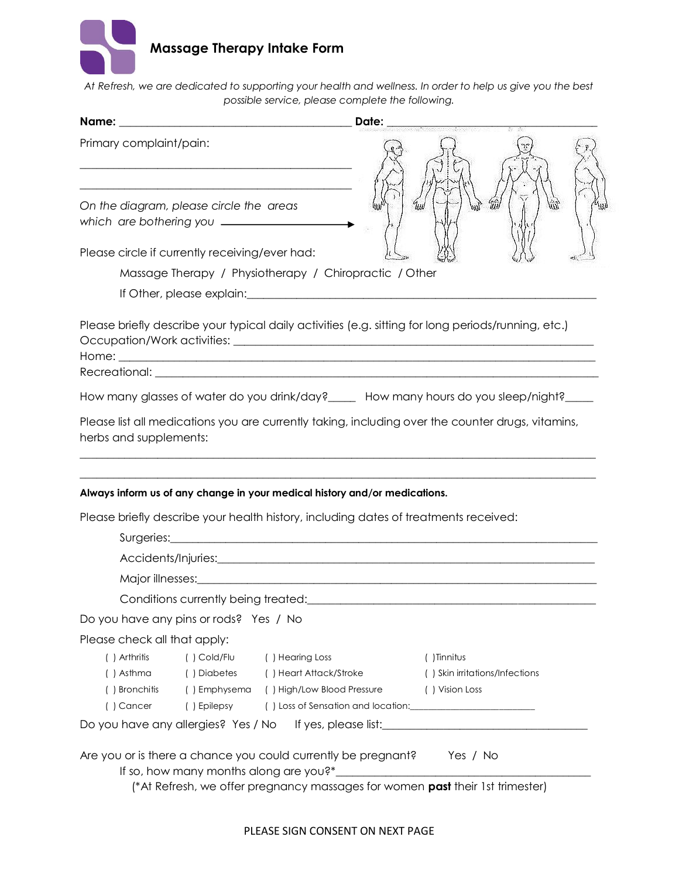# Massage Therapy Intake Form

*At Refresh, we are dedicated to supporting your health and wellness. In order to help us give you the best possible service, please complete the following.*

**Name:** ________________________________________ **Date:** ____________________________________

Primary complaint/pain:

_____________________________________________

_____________________________________________

*On the diagram, please circle the areas which are bothering you* ——————→

Please circle if currently receiving/ever had:

Massage Therapy / Physiotherapy / Chiropractic / Other

If Other, please explain:___________________________________________________________

Please briefly describe your typical daily activities (e.g. sitting for long periods/running, etc.)

Occupation/Work activities: ____________________________________________________________

Home: _____________________________________________________________________________

Recreational: ________________________________________________________________________

How many glasses of water do you drink/day?_____ How many hours do you sleep/night?_____

Please list all medications you are currently taking, including over the counter drugs, vitamins, herbs and supplements:

_____________________________________________________________________________________

_____________________________________________________________________________________

**Always inform us of any change in your medical history and/or medications.**

Please briefly describe your health history, including dates of treatments received:

Surgeries:_____________________________________________________________________

Accidents/Injuries:______________________________________________________________

Major illnesses:_________________________________________________________________

Conditions currently being treated:________________________________________________

Do you have any pins or rods? Yes / No

Please check all that apply:

| | | | |
|---|---|---|---|
| ( ) Arthritis | ( ) Cold/Flu | ( ) Hearing Loss | ( )Tinnitus |
| ( ) Asthma | ( ) Diabetes | ( ) Heart Attack/Stroke | ( ) Skin irritations/Infections |
| ( ) Bronchitis | ( ) Emphysema | ( ) High/Low Blood Pressure | ( ) Vision Loss |
| ( ) Cancer | ( ) Epilepsy | ( ) Loss of Sensation and location:_________________________ | |

Do you have any allergies? Yes / No If yes, please list:____________________________________

Are you or is there a chance you could currently be pregnant? Yes / No

If so, how many months along are you?*__________________________________________

(*At Refresh, we offer pregnancy massages for women **past** their 1st trimester)

PLEASE SIGN CONSENT ON NEXT PAGE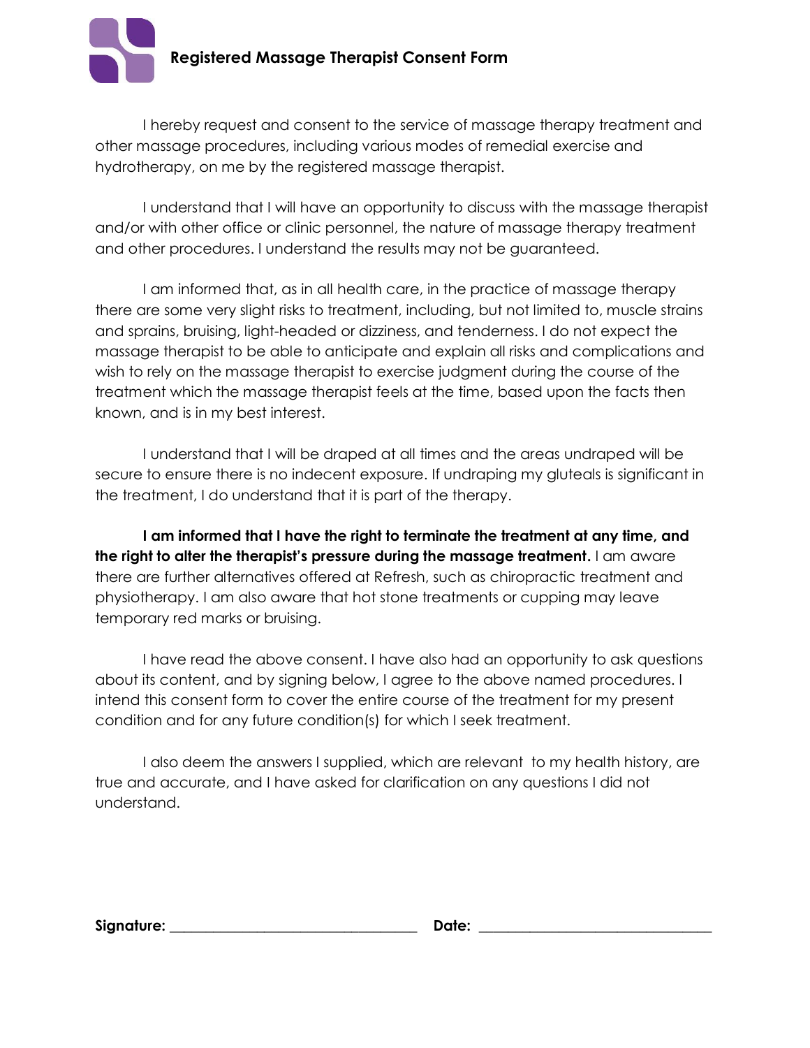## Registered Massage Therapist Consent Form

I hereby request and consent to the service of massage therapy treatment and other massage procedures, including various modes of remedial exercise and hydrotherapy, on me by the registered massage therapist.

I understand that I will have an opportunity to discuss with the massage therapist and/or with other office or clinic personnel, the nature of massage therapy treatment and other procedures. I understand the results may not be guaranteed.

I am informed that, as in all health care, in the practice of massage therapy there are some very slight risks to treatment, including, but not limited to, muscle strains and sprains, bruising, light-headed or dizziness, and tenderness. I do not expect the massage therapist to be able to anticipate and explain all risks and complications and wish to rely on the massage therapist to exercise judgment during the course of the treatment which the massage therapist feels at the time, based upon the facts then known, and is in my best interest.

I understand that I will be draped at all times and the areas undraped will be secure to ensure there is no indecent exposure. If undraping my gluteals is significant in the treatment, I do understand that it is part of the therapy.

**I am informed that I have the right to terminate the treatment at any time, and the right to alter the therapist's pressure during the massage treatment.** I am aware there are further alternatives offered at Refresh, such as chiropractic treatment and physiotherapy. I am also aware that hot stone treatments or cupping may leave temporary red marks or bruising.

I have read the above consent. I have also had an opportunity to ask questions about its content, and by signing below, I agree to the above named procedures. I intend this consent form to cover the entire course of the treatment for my present condition and for any future condition(s) for which I seek treatment.

I also deem the answers I supplied, which are relevant to my health history, are true and accurate, and I have asked for clarification on any questions I did not understand.

**Signature:** ________________________________ **Date:** ________________________________